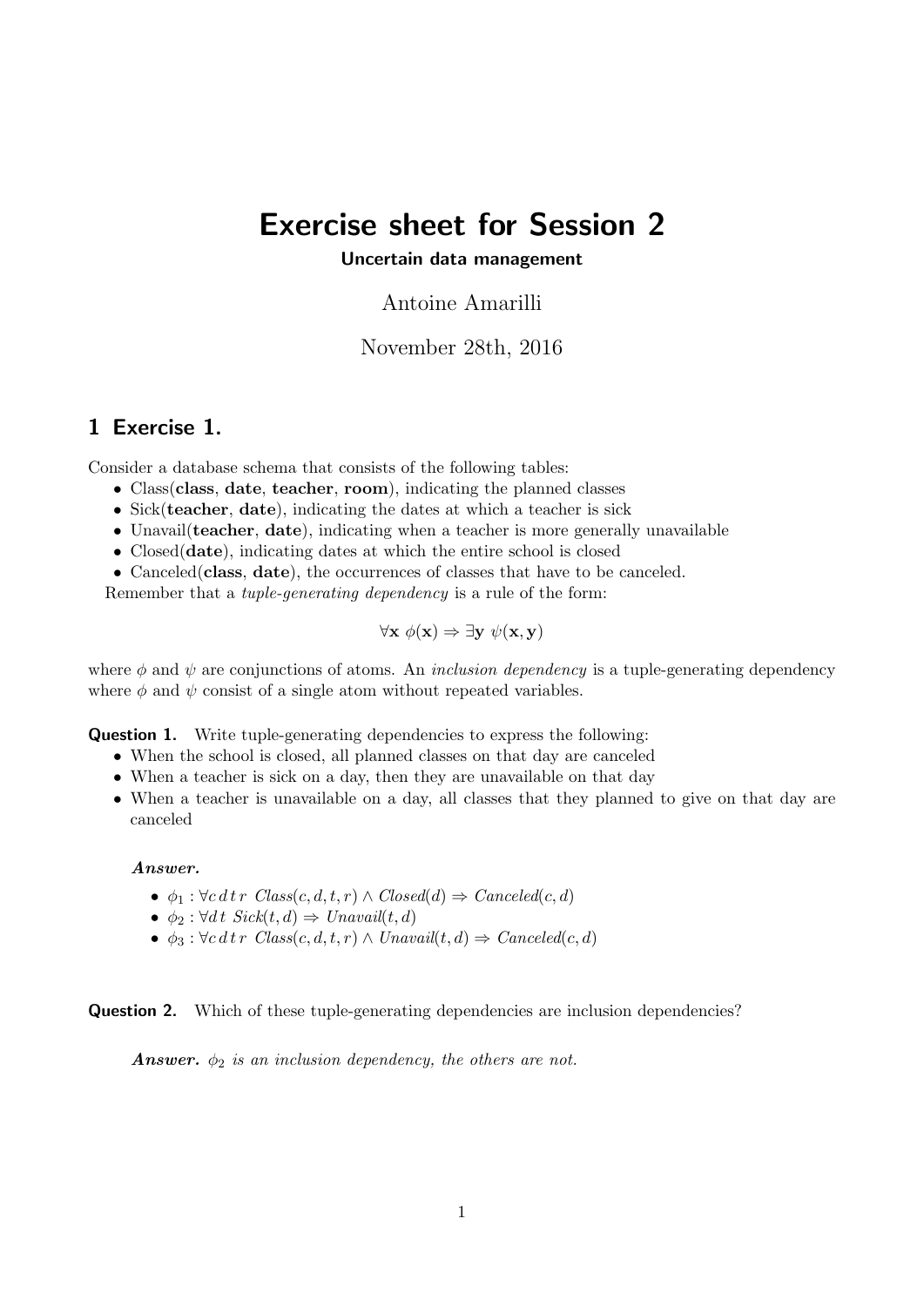# Exercise sheet for Session 2

**Uncertain data management**

Antoine Amarilli

November 28th, 2016

## 1 Exercise 1.

Consider a database schema that consists of the following tables:

- Class(**class**, **date**, **teacher**, **room**), indicating the planned classes
- Sick(**teacher**, **date**), indicating the dates at which a teacher is sick
- Unavail(**teacher**, **date**), indicating when a teacher is more generally unavailable
- Closed(**date**), indicating dates at which the entire school is closed
- Canceled(**class**, **date**), the occurrences of classes that have to be canceled.

Remember that a *tuple-generating dependency* is a rule of the form:

$$\forall \mathbf{x}\ \phi(\mathbf{x}) \Rightarrow \exists \mathbf{y}\ \psi(\mathbf{x}, \mathbf{y})$$

where $\phi$ and $\psi$ are conjunctions of atoms. An *inclusion dependency* is a tuple-generating dependency where $\phi$ and $\psi$ consist of a single atom without repeated variables.

**Question 1.** Write tuple-generating dependencies to express the following:

- When the school is closed, all planned classes on that day are canceled
- When a teacher is sick on a day, then they are unavailable on that day
- When a teacher is unavailable on a day, all classes that they planned to give on that day are canceled

***Answer.***

- $\phi_1 : \forall c\, d\, t\, r\ \ Class(c, d, t, r) \wedge Closed(d) \Rightarrow Canceled(c, d)$
- $\phi_2 : \forall d\, t\ \ Sick(t, d) \Rightarrow Unavail(t, d)$
- $\phi_3 : \forall c\, d\, t\, r\ \ Class(c, d, t, r) \wedge Unavail(t, d) \Rightarrow Canceled(c, d)$

**Question 2.** Which of these tuple-generating dependencies are inclusion dependencies?

***Answer.*** *$\phi_2$ is an inclusion dependency, the others are not.*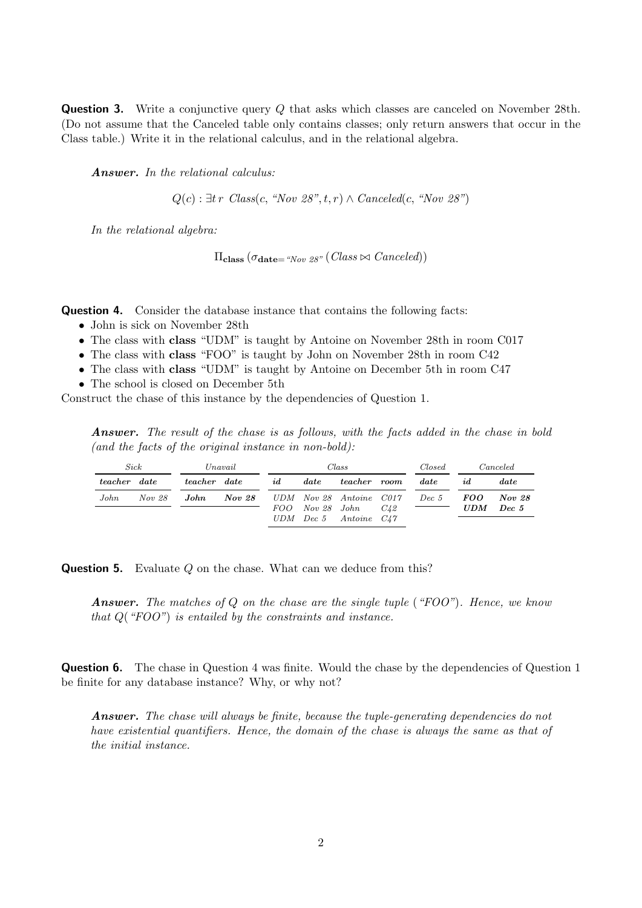**Question 3.** Write a conjunctive query $Q$ that asks which classes are canceled on November 28th. (Do not assume that the Canceled table only contains classes; only return answers that occur in the Class table.) Write it in the relational calculus, and in the relational algebra.

***Answer.*** *In the relational calculus:*

$$Q(c) : \exists t\, r\ \mathit{Class}(c, \text{"Nov 28"}, t, r) \wedge \mathit{Canceled}(c, \text{"Nov 28"})$$

*In the relational algebra:*

$$\Pi_{\mathbf{class}}\left(\sigma_{\mathbf{date}=\text{"Nov 28"}}\left(\mathit{Class} \bowtie \mathit{Canceled}\right)\right)$$

**Question 4.** Consider the database instance that contains the following facts:

- John is sick on November 28th
- The class with **class** "UDM" is taught by Antoine on November 28th in room C017
- The class with **class** "FOO" is taught by John on November 28th in room C42
- The class with **class** "UDM" is taught by Antoine on December 5th in room C47
- The school is closed on December 5th

Construct the chase of this instance by the dependencies of Question 1.

***Answer.*** *The result of the chase is as follows, with the facts added in the chase in bold (and the facts of the original instance in non-bold):*

*Sick*

| *teacher* | *date* |
|---|---|
| *John* | *Nov 28* |

*Unavail*

| *teacher* | *date* |
|---|---|
| ***John*** | ***Nov 28*** |

*Class*

| *id* | *date* | *teacher* | *room* |
|---|---|---|---|
| *UDM* | *Nov 28* | *Antoine* | *C017* |
| *FOO* | *Nov 28* | *John* | *C42* |
| *UDM* | *Dec 5* | *Antoine* | *C47* |

*Closed*

| *date* |
|---|
| *Dec 5* |

*Canceled*

| *id* | *date* |
|---|---|
| ***FOO*** | ***Nov 28*** |
| ***UDM*** | ***Dec 5*** |

**Question 5.** Evaluate $Q$ on the chase. What can we deduce from this?

***Answer.*** *The matches of $Q$ on the chase are the single tuple ("FOO"). Hence, we know that $Q$("FOO") is entailed by the constraints and instance.*

**Question 6.** The chase in Question 4 was finite. Would the chase by the dependencies of Question 1 be finite for any database instance? Why, or why not?

***Answer.*** *The chase will always be finite, because the tuple-generating dependencies do not have existential quantifiers. Hence, the domain of the chase is always the same as that of the initial instance.*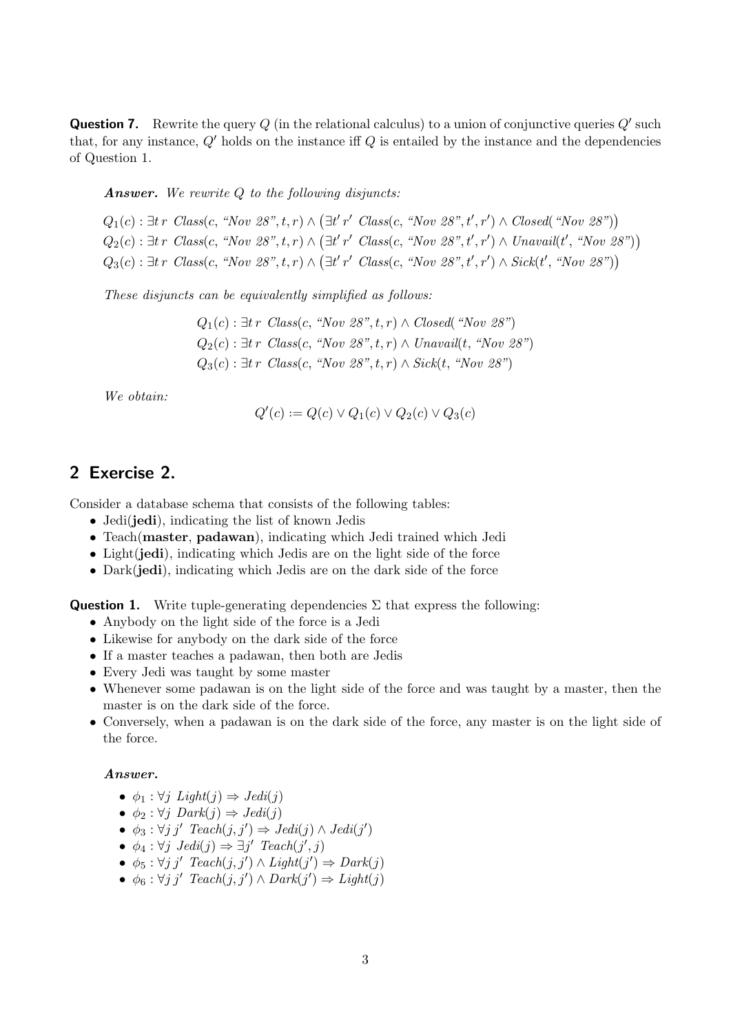**Question 7.** Rewrite the query $Q$ (in the relational calculus) to a union of conjunctive queries $Q'$ such that, for any instance, $Q'$ holds on the instance iff $Q$ is entailed by the instance and the dependencies of Question 1.

***Answer.*** *We rewrite Q to the following disjuncts:*

$$Q_1(c) : \exists t\, r\ \ Class(c, \text{“Nov 28”}, t, r) \wedge \left(\exists t'\, r'\ \ Class(c, \text{“Nov 28”}, t', r') \wedge Closed(\text{“Nov 28”})\right)$$
$$Q_2(c) : \exists t\, r\ \ Class(c, \text{“Nov 28”}, t, r) \wedge \left(\exists t'\, r'\ \ Class(c, \text{“Nov 28”}, t', r') \wedge Unavail(t', \text{“Nov 28”})\right)$$
$$Q_3(c) : \exists t\, r\ \ Class(c, \text{“Nov 28”}, t, r) \wedge \left(\exists t'\, r'\ \ Class(c, \text{“Nov 28”}, t', r') \wedge Sick(t', \text{“Nov 28”})\right)$$

*These disjuncts can be equivalently simplified as follows:*

$$Q_1(c) : \exists t\, r\ \ Class(c, \text{“Nov 28”}, t, r) \wedge Closed(\text{“Nov 28”})$$
$$Q_2(c) : \exists t\, r\ \ Class(c, \text{“Nov 28”}, t, r) \wedge Unavail(t, \text{“Nov 28”})$$
$$Q_3(c) : \exists t\, r\ \ Class(c, \text{“Nov 28”}, t, r) \wedge Sick(t, \text{“Nov 28”})$$

*We obtain:*

$$Q'(c) := Q(c) \vee Q_1(c) \vee Q_2(c) \vee Q_3(c)$$

## 2 Exercise 2.

Consider a database schema that consists of the following tables:

- Jedi(**jedi**), indicating the list of known Jedis
- Teach(**master**, **padawan**), indicating which Jedi trained which Jedi
- Light(**jedi**), indicating which Jedis are on the light side of the force
- Dark(**jedi**), indicating which Jedis are on the dark side of the force

**Question 1.** Write tuple-generating dependencies $\Sigma$ that express the following:

- Anybody on the light side of the force is a Jedi
- Likewise for anybody on the dark side of the force
- If a master teaches a padawan, then both are Jedis
- Every Jedi was taught by some master
- Whenever some padawan is on the light side of the force and was taught by a master, then the master is on the dark side of the force.
- Conversely, when a padawan is on the dark side of the force, any master is on the light side of the force.

***Answer.***

- $\phi_1 : \forall j\ \ Light(j) \Rightarrow Jedi(j)$
- $\phi_2 : \forall j\ \ Dark(j) \Rightarrow Jedi(j)$
- $\phi_3 : \forall j\, j'\ \ Teach(j, j') \Rightarrow Jedi(j) \wedge Jedi(j')$
- $\phi_4 : \forall j\ \ Jedi(j) \Rightarrow \exists j'\ \ Teach(j', j)$
- $\phi_5 : \forall j\, j'\ \ Teach(j, j') \wedge Light(j') \Rightarrow Dark(j)$
- $\phi_6 : \forall j\, j'\ \ Teach(j, j') \wedge Dark(j') \Rightarrow Light(j)$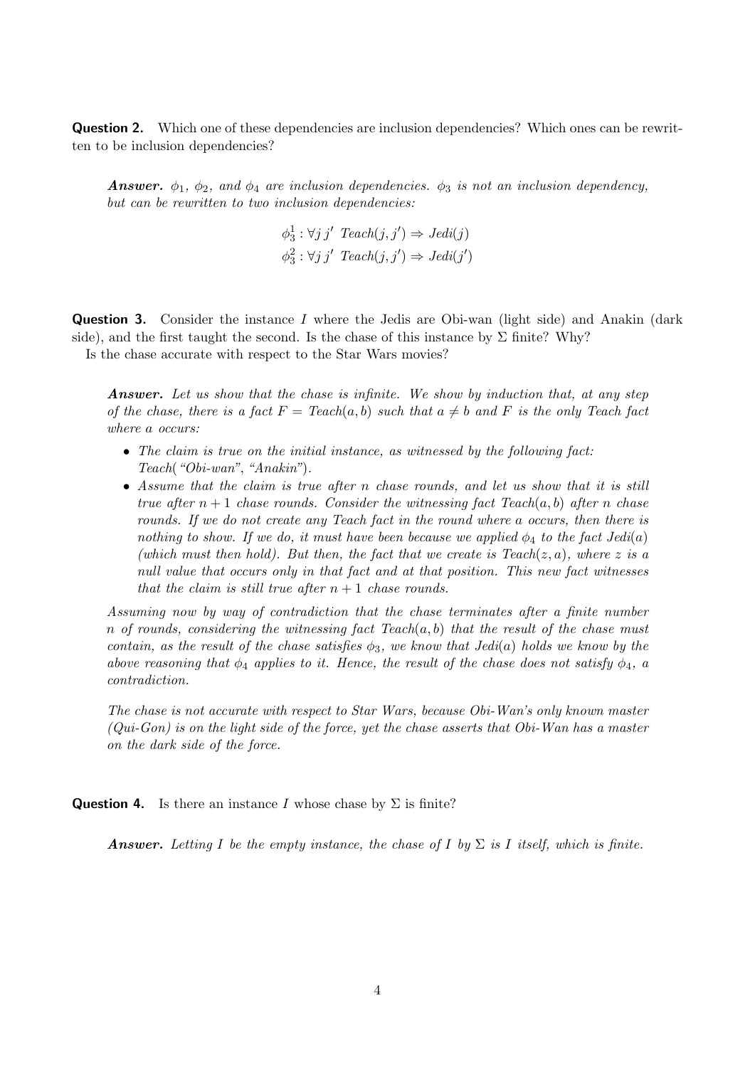**Question 2.** Which one of these dependencies are inclusion dependencies? Which ones can be rewritten to be inclusion dependencies?

***Answer.*** *$\phi_1$, $\phi_2$, and $\phi_4$ are inclusion dependencies. $\phi_3$ is not an inclusion dependency, but can be rewritten to two inclusion dependencies:*

$$\phi_3^1 : \forall j\, j' \;\; \mathit{Teach}(j, j') \Rightarrow \mathit{Jedi}(j)$$
$$\phi_3^2 : \forall j\, j' \;\; \mathit{Teach}(j, j') \Rightarrow \mathit{Jedi}(j')$$

**Question 3.** Consider the instance $I$ where the Jedis are Obi-wan (light side) and Anakin (dark side), and the first taught the second. Is the chase of this instance by $\Sigma$ finite? Why?

Is the chase accurate with respect to the Star Wars movies?

***Answer.*** *Let us show that the chase is infinite. We show by induction that, at any step of the chase, there is a fact $F = \mathit{Teach}(a, b)$ such that $a \neq b$ and $F$ is the only Teach fact where $a$ occurs:*

- *The claim is true on the initial instance, as witnessed by the following fact: Teach("Obi-wan", "Anakin").*
- *Assume that the claim is true after $n$ chase rounds, and let us show that it is still true after $n + 1$ chase rounds. Consider the witnessing fact $\mathit{Teach}(a, b)$ after $n$ chase rounds. If we do not create any Teach fact in the round where $a$ occurs, then there is nothing to show. If we do, it must have been because we applied $\phi_4$ to the fact $\mathit{Jedi}(a)$ (which must then hold). But then, the fact that we create is $\mathit{Teach}(z, a)$, where $z$ is a null value that occurs only in that fact and at that position. This new fact witnesses that the claim is still true after $n + 1$ chase rounds.*

*Assuming now by way of contradiction that the chase terminates after a finite number $n$ of rounds, considering the witnessing fact $\mathit{Teach}(a, b)$ that the result of the chase must contain, as the result of the chase satisfies $\phi_3$, we know that $\mathit{Jedi}(a)$ holds we know by the above reasoning that $\phi_4$ applies to it. Hence, the result of the chase does not satisfy $\phi_4$, a contradiction.*

*The chase is not accurate with respect to Star Wars, because Obi-Wan's only known master (Qui-Gon) is on the light side of the force, yet the chase asserts that Obi-Wan has a master on the dark side of the force.*

**Question 4.** Is there an instance $I$ whose chase by $\Sigma$ is finite?

***Answer.*** *Letting $I$ be the empty instance, the chase of $I$ by $\Sigma$ is $I$ itself, which is finite.*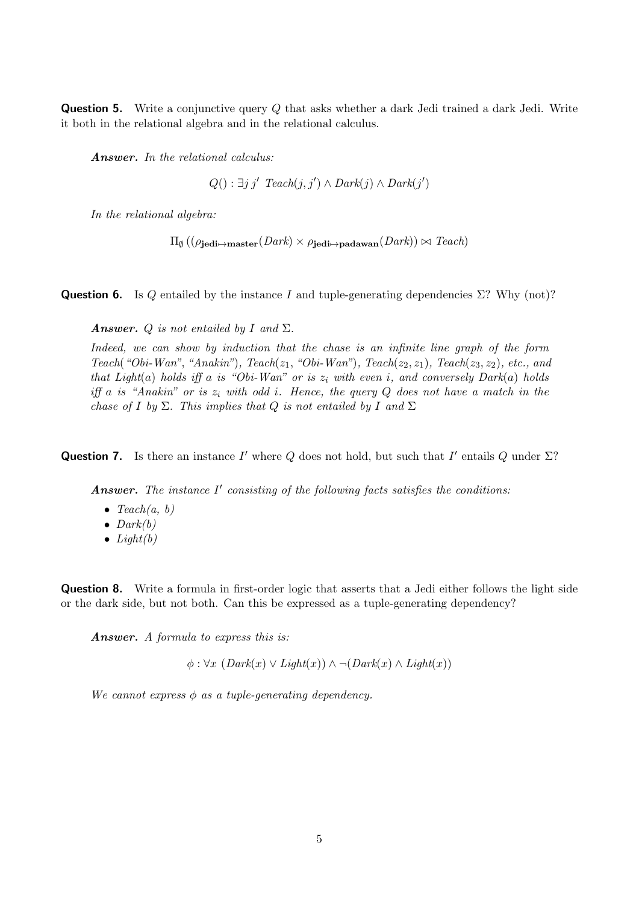**Question 5.** Write a conjunctive query $Q$ that asks whether a dark Jedi trained a dark Jedi. Write it both in the relational algebra and in the relational calculus.

***Answer.*** *In the relational calculus:*

$$Q() : \exists j\, j'\ \mathit{Teach}(j, j') \wedge \mathit{Dark}(j) \wedge \mathit{Dark}(j')$$

*In the relational algebra:*

$$\Pi_{\emptyset}\left((\rho_{\mathbf{jedi}\mapsto\mathbf{master}}(\mathit{Dark}) \times \rho_{\mathbf{jedi}\mapsto\mathbf{padawan}}(\mathit{Dark})) \bowtie \mathit{Teach}\right)$$

**Question 6.** Is $Q$ entailed by the instance $I$ and tuple-generating dependencies $\Sigma$? Why (not)?

***Answer.*** *$Q$ is not entailed by $I$ and $\Sigma$.*

*Indeed, we can show by induction that the chase is an infinite line graph of the form Teach("Obi-Wan", "Anakin"), Teach($z_1$, "Obi-Wan"), Teach($z_2, z_1$), Teach($z_3, z_2$), etc., and that Light($a$) holds iff $a$ is "Obi-Wan" or is $z_i$ with even $i$, and conversely Dark($a$) holds iff $a$ is "Anakin" or is $z_i$ with odd $i$. Hence, the query $Q$ does not have a match in the chase of $I$ by $\Sigma$. This implies that $Q$ is not entailed by $I$ and $\Sigma$*

**Question 7.** Is there an instance $I'$ where $Q$ does not hold, but such that $I'$ entails $Q$ under $\Sigma$?

***Answer.*** *The instance $I'$ consisting of the following facts satisfies the conditions:*

- *Teach(a, b)*
- *Dark(b)*
- *Light(b)*

**Question 8.** Write a formula in first-order logic that asserts that a Jedi either follows the light side or the dark side, but not both. Can this be expressed as a tuple-generating dependency?

***Answer.*** *A formula to express this is:*

$$\phi : \forall x\ (\mathit{Dark}(x) \vee \mathit{Light}(x)) \wedge \neg(\mathit{Dark}(x) \wedge \mathit{Light}(x))$$

*We cannot express $\phi$ as a tuple-generating dependency.*